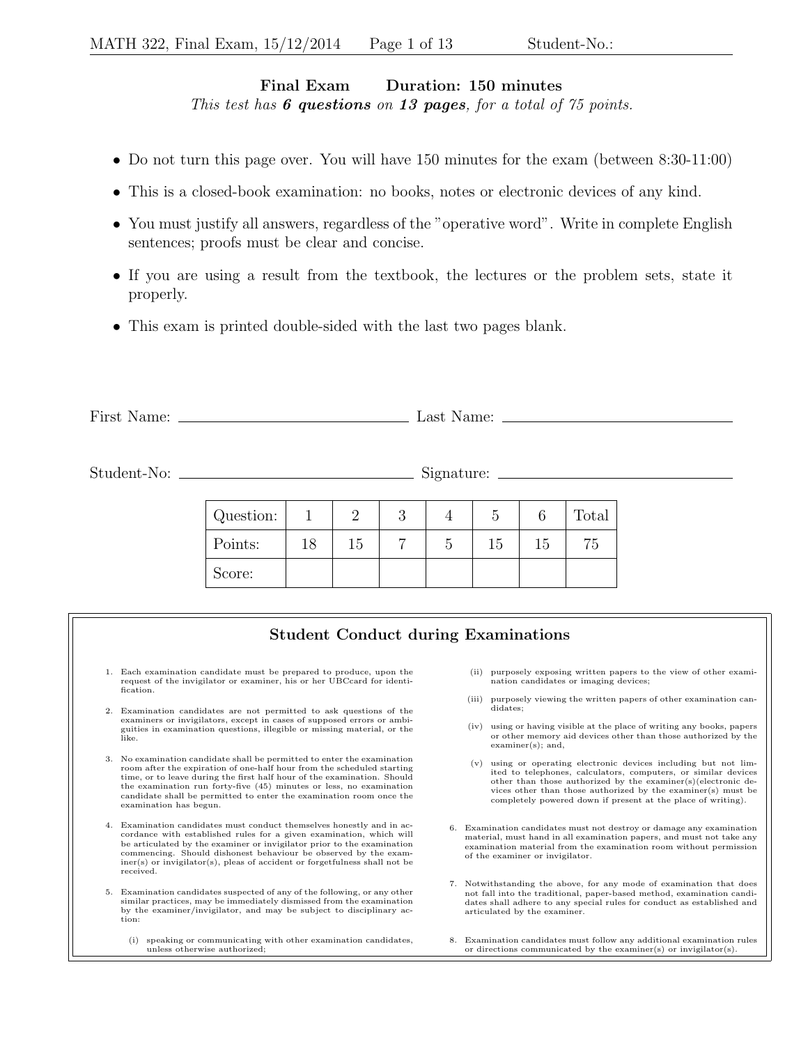**Final Exam     Duration: 150 minutes**

*This test has **6 questions** on **13 pages**, for a total of 75 points.*

- Do not turn this page over. You will have 150 minutes for the exam (between 8:30-11:00)
- This is a closed-book examination: no books, notes or electronic devices of any kind.
- You must justify all answers, regardless of the "operative word". Write in complete English sentences; proofs must be clear and concise.
- If you are using a result from the textbook, the lectures or the problem sets, state it properly.
- This exam is printed double-sided with the last two pages blank.

First Name: ______________________ Last Name: ______________________

Student-No: ______________________ Signature: ______________________

| Question: | 1 | 2 | 3 | 4 | 5 | 6 | Total |
|---|---|---|---|---|---|---|---|
| Points: | 18 | 15 | 7 | 5 | 15 | 15 | 75 |
| Score: | | | | | | | |

## Student Conduct during Examinations

1. Each examination candidate must be prepared to produce, upon the request of the invigilator or examiner, his or her UBCcard for identification.
2. Examination candidates are not permitted to ask questions of the examiners or invigilators, except in cases of supposed errors or ambiguities in examination questions, illegible or missing material, or the like.
3. No examination candidate shall be permitted to enter the examination room after the expiration of one-half hour from the scheduled starting time, or to leave during the first half hour of the examination. Should the examination run forty-five (45) minutes or less, no examination candidate shall be permitted to enter the examination room once the examination has begun.
4. Examination candidates must conduct themselves honestly and in accordance with established rules for a given examination, which will be articulated by the examiner or invigilator prior to the examination commencing. Should dishonest behaviour be observed by the examiner(s) or invigilator(s), pleas of accident or forgetfulness shall not be received.
5. Examination candidates suspected of any of the following, or any other similar practices, may be immediately dismissed from the examination by the examiner/invigilator, and may be subject to disciplinary action:
   - (i) speaking or communicating with other examination candidates, unless otherwise authorized;
   - (ii) purposely exposing written papers to the view of other examination candidates or imaging devices;
   - (iii) purposely viewing the written papers of other examination candidates;
   - (iv) using or having visible at the place of writing any books, papers or other memory aid devices other than those authorized by the examiner(s); and,
   - (v) using or operating electronic devices including but not limited to telephones, calculators, computers, or similar devices other than those authorized by the examiner(s)(electronic devices other than those authorized by the examiner(s) must be completely powered down if present at the place of writing).
6. Examination candidates must not destroy or damage any examination material, must hand in all examination papers, and must not take any examination material from the examination room without permission of the examiner or invigilator.
7. Notwithstanding the above, for any mode of examination that does not fall into the traditional, paper-based method, examination candidates shall adhere to any special rules for conduct as established and articulated by the examiner.
8. Examination candidates must follow any additional examination rules or directions communicated by the examiner(s) or invigilator(s).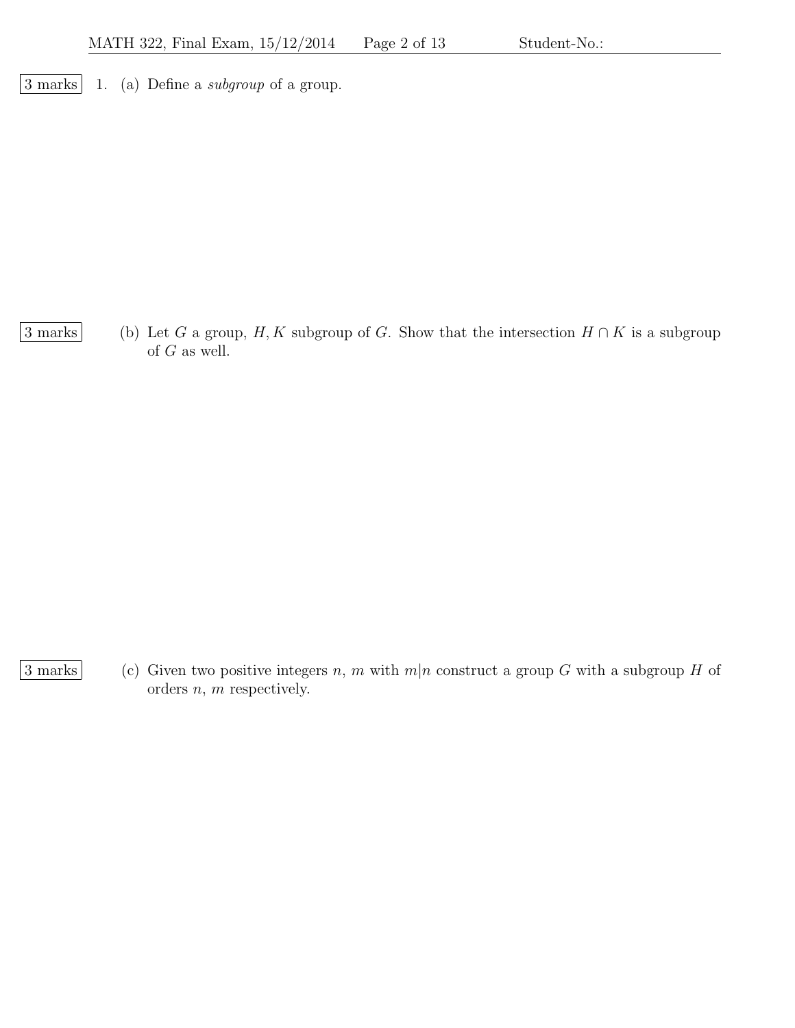3 marks 1. (a) Define a *subgroup* of a group.

3 marks (b) Let $G$ a group, $H, K$ subgroup of $G$. Show that the intersection $H \cap K$ is a subgroup of $G$ as well.

3 marks (c) Given two positive integers $n$, $m$ with $m|n$ construct a group $G$ with a subgroup $H$ of orders $n$, $m$ respectively.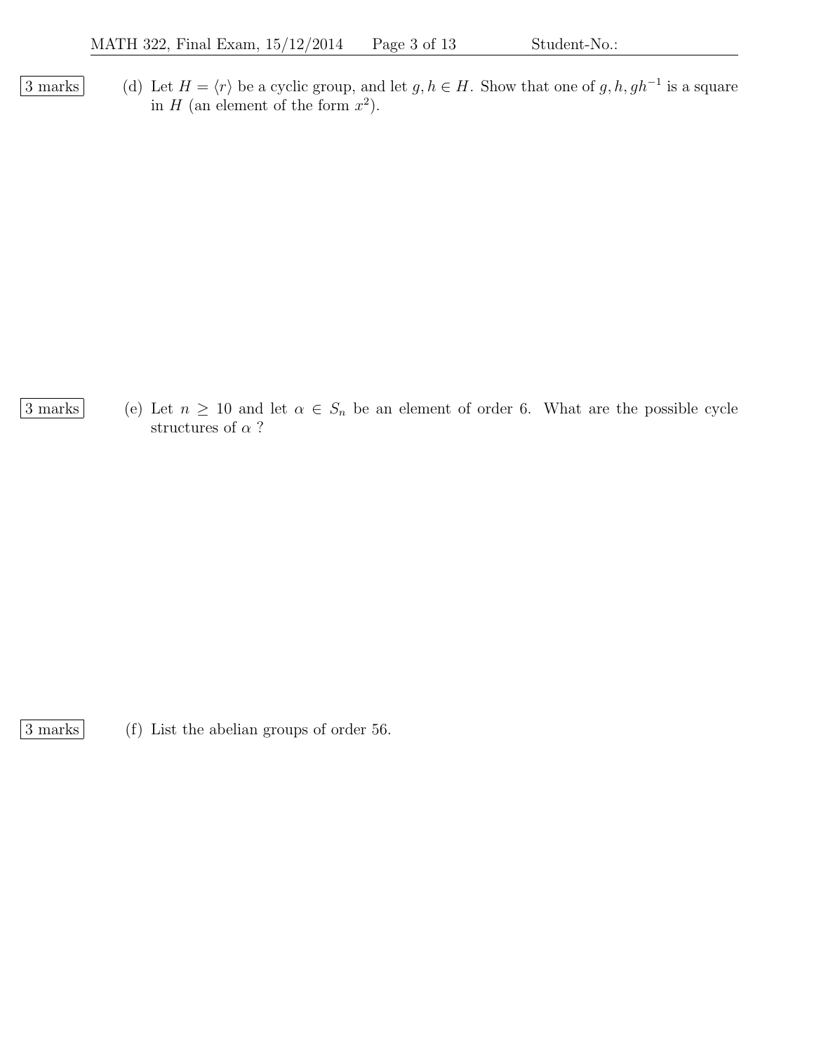3 marks

(d) Let $H = \langle r \rangle$ be a cyclic group, and let $g, h \in H$. Show that one of $g, h, gh^{-1}$ is a square in $H$ (an element of the form $x^2$).

3 marks

(e) Let $n \geq 10$ and let $\alpha \in S_n$ be an element of order 6. What are the possible cycle structures of $\alpha$ ?

3 marks

(f) List the abelian groups of order 56.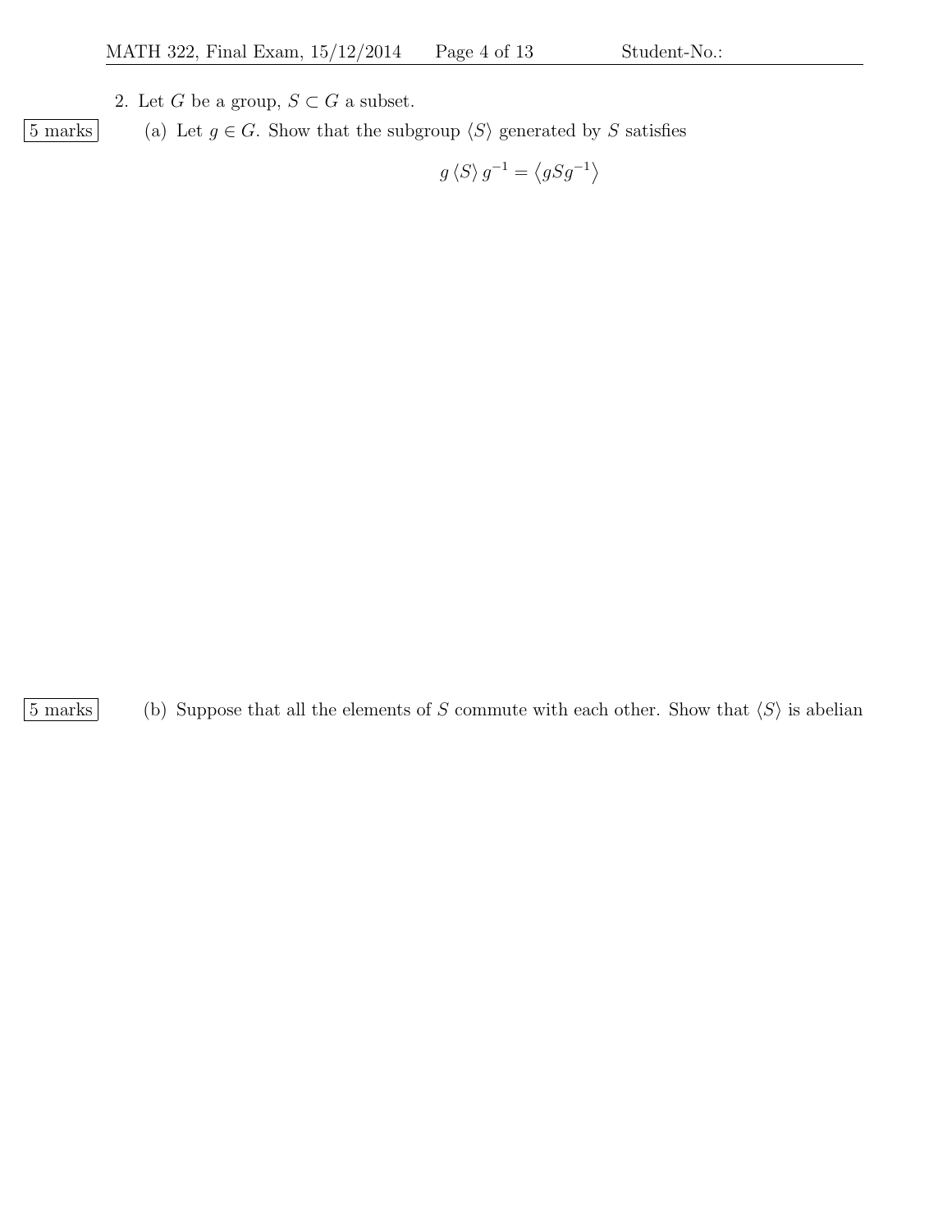2. Let $G$ be a group, $S \subset G$ a subset.

5 marks (a) Let $g \in G$. Show that the subgroup $\langle S \rangle$ generated by $S$ satisfies

$$g \langle S \rangle g^{-1} = \langle gSg^{-1} \rangle$$

5 marks (b) Suppose that all the elements of $S$ commute with each other. Show that $\langle S \rangle$ is abelian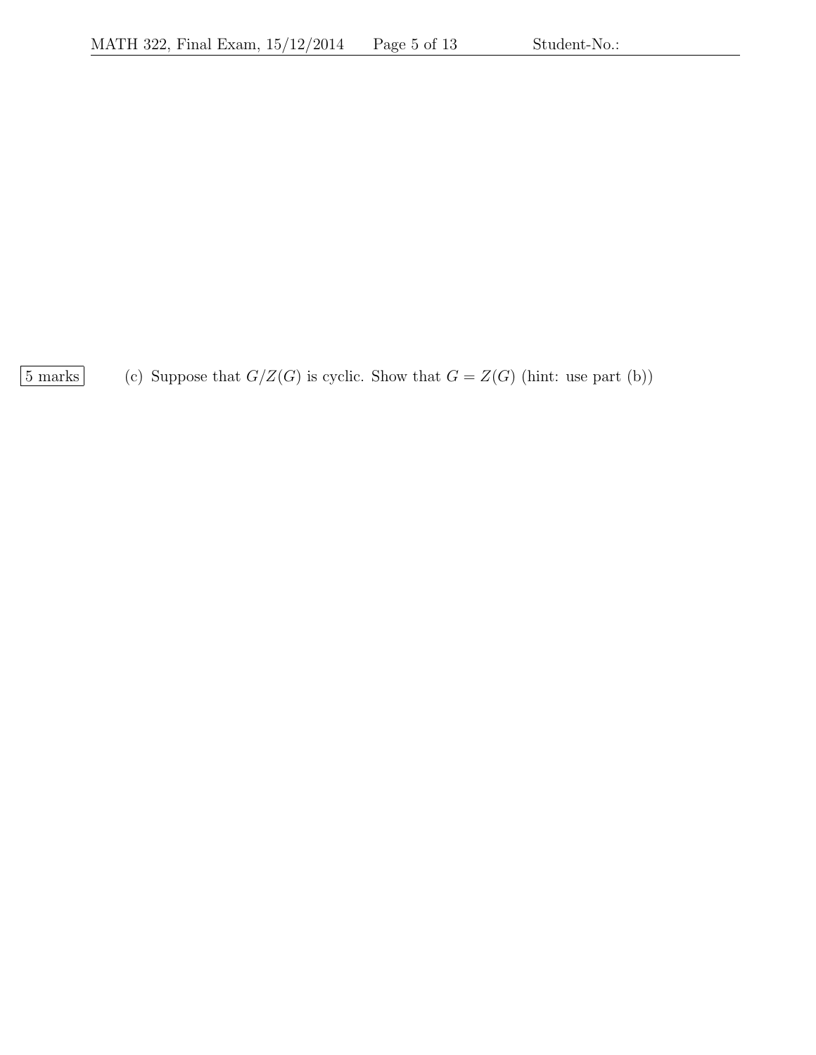5 marks

(c) Suppose that $G/Z(G)$ is cyclic. Show that $G = Z(G)$ (hint: use part (b))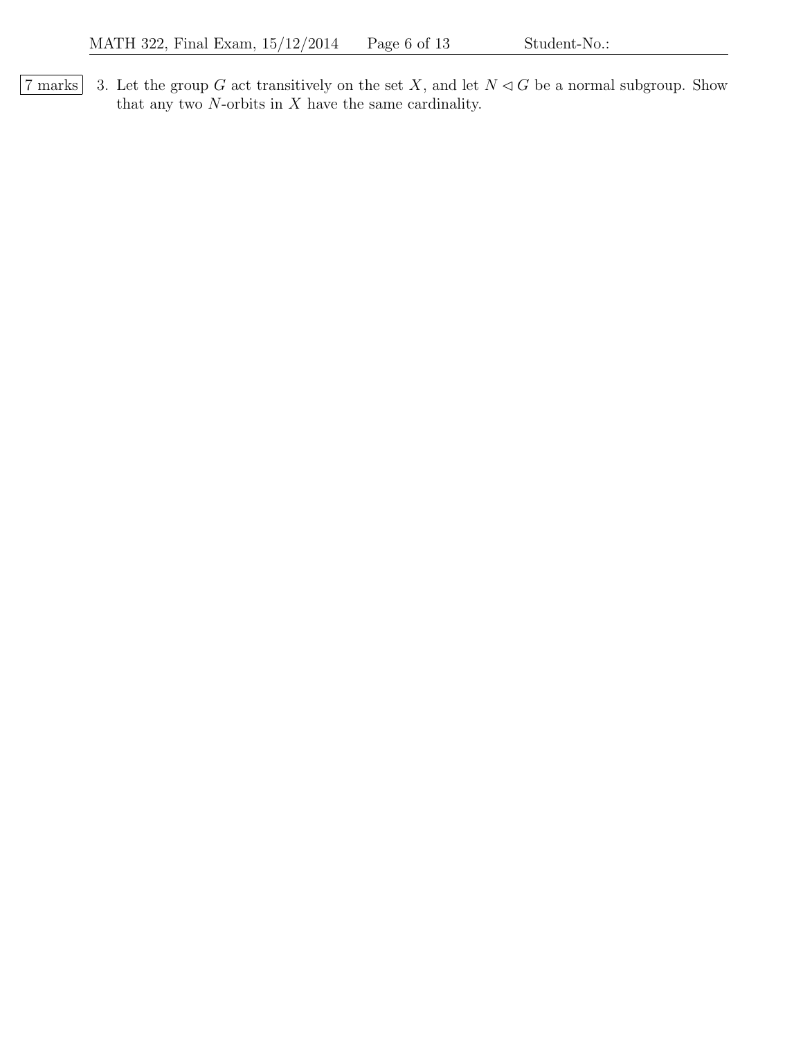7 marks 3. Let the group $G$ act transitively on the set $X$, and let $N \lhd G$ be a normal subgroup. Show that any two $N$-orbits in $X$ have the same cardinality.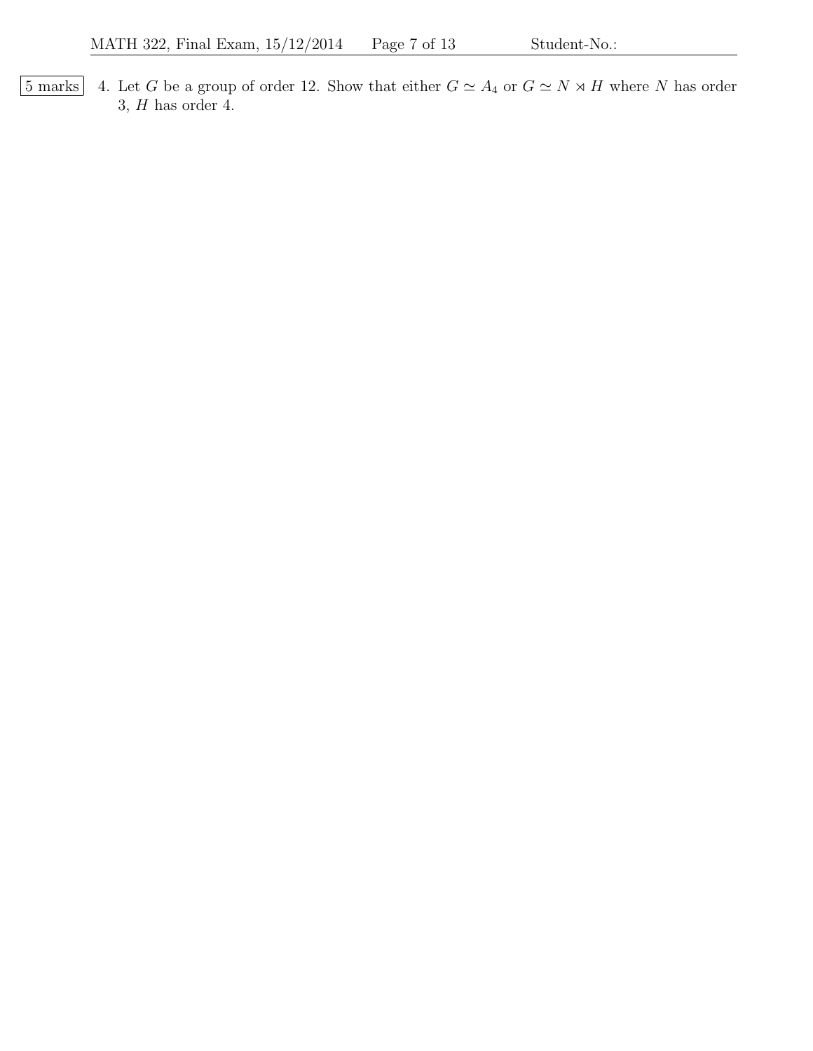5 marks

4. Let $G$ be a group of order 12. Show that either $G \simeq A_4$ or $G \simeq N \rtimes H$ where $N$ has order 3, $H$ has order 4.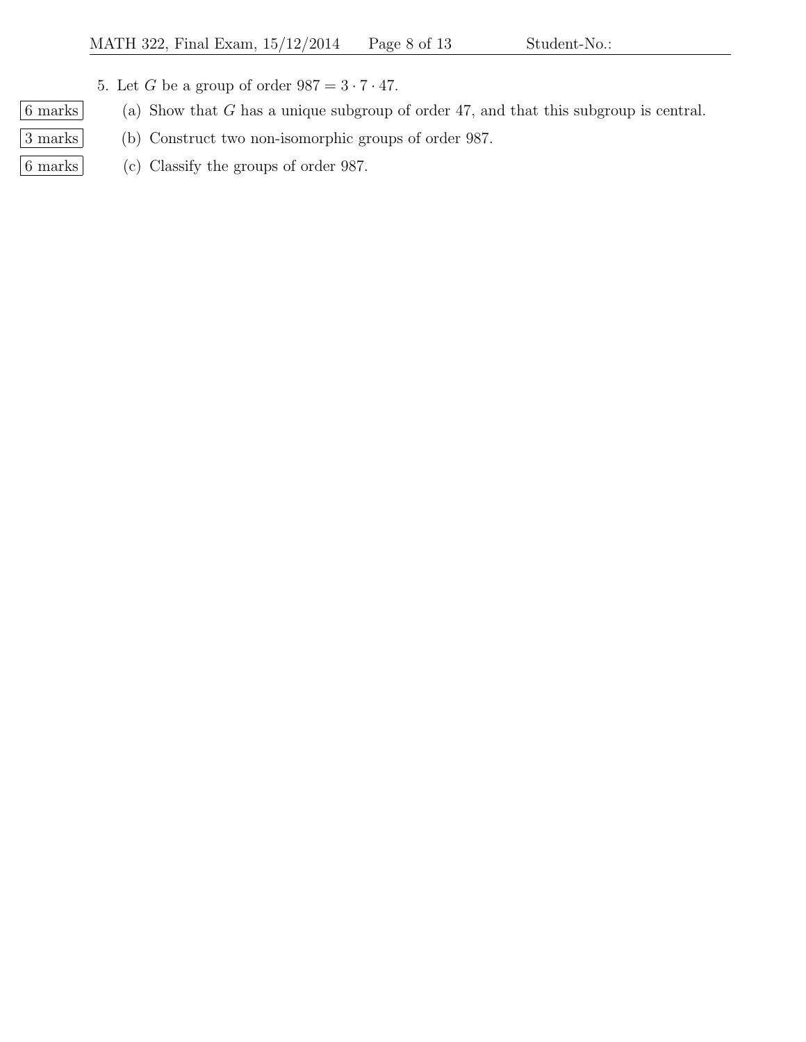5. Let $G$ be a group of order $987 = 3 \cdot 7 \cdot 47$.

   **6 marks** (a) Show that $G$ has a unique subgroup of order 47, and that this subgroup is central.

   **3 marks** (b) Construct two non-isomorphic groups of order 987.

   **6 marks** (c) Classify the groups of order 987.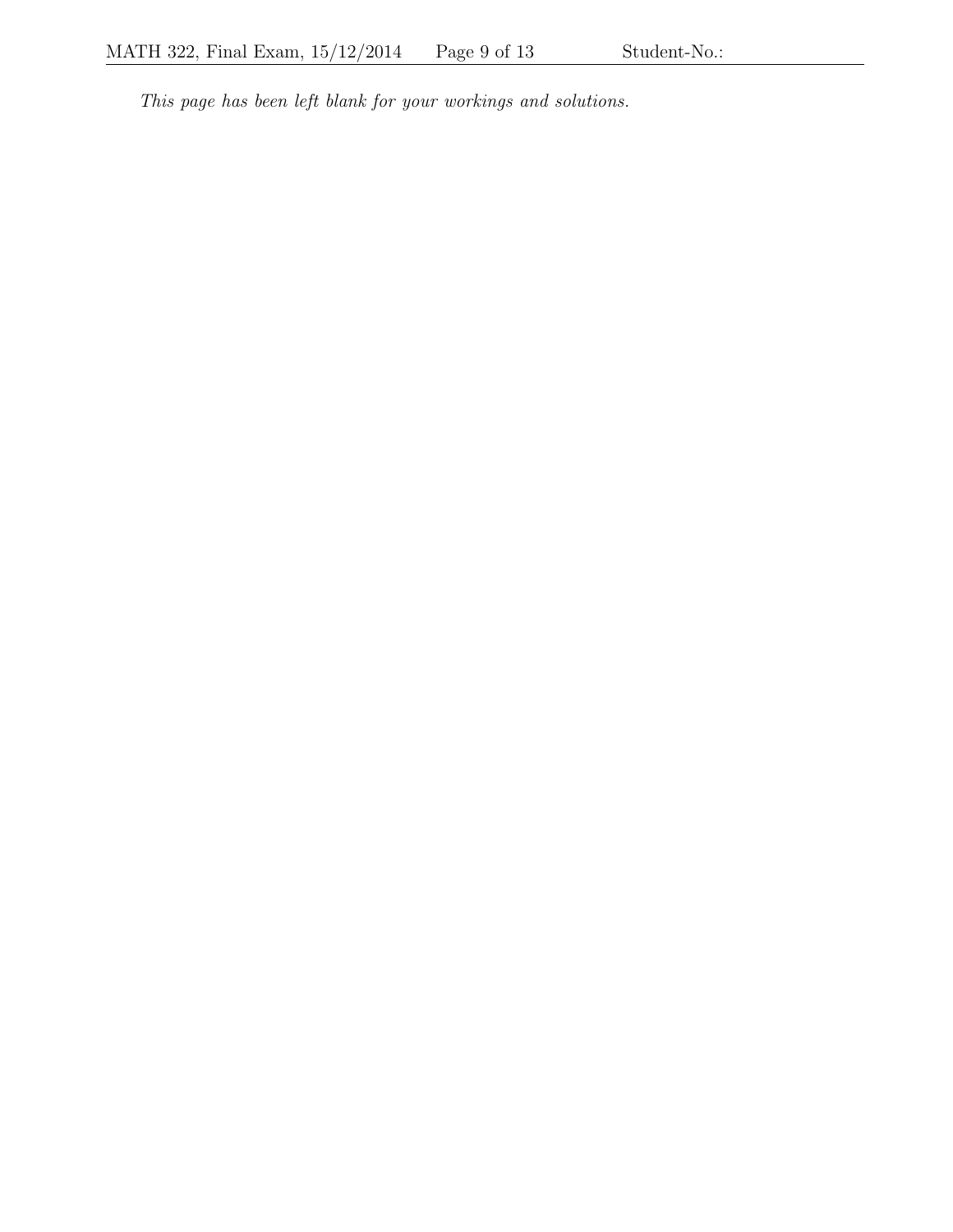*This page has been left blank for your workings and solutions.*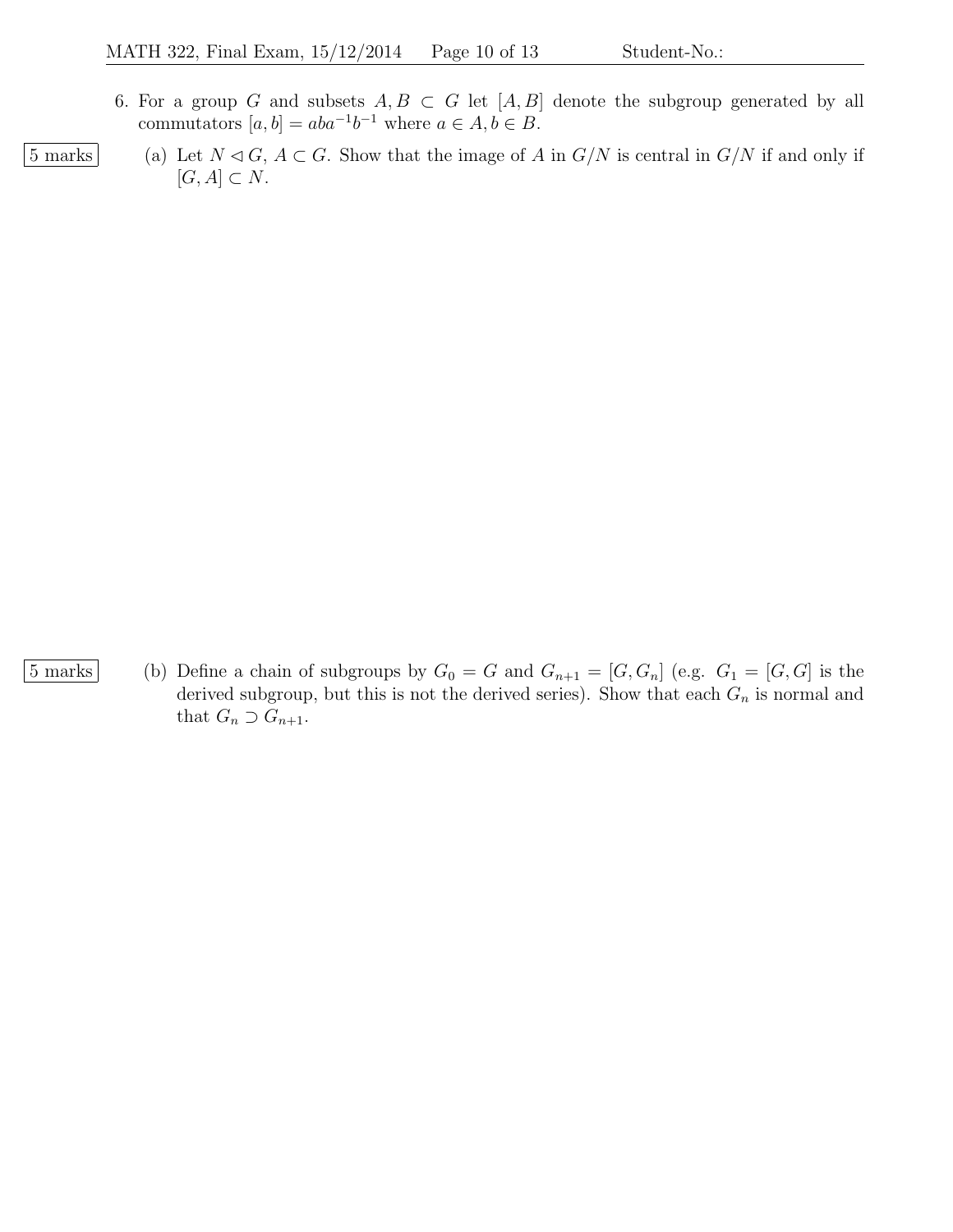6. For a group $G$ and subsets $A, B \subset G$ let $[A, B]$ denote the subgroup generated by all commutators $[a, b] = aba^{-1}b^{-1}$ where $a \in A, b \in B$.

5 marks

(a) Let $N \lhd G$, $A \subset G$. Show that the image of $A$ in $G/N$ is central in $G/N$ if and only if $[G, A] \subset N$.

5 marks

(b) Define a chain of subgroups by $G_0 = G$ and $G_{n+1} = [G, G_n]$ (e.g. $G_1 = [G, G]$ is the derived subgroup, but this is not the derived series). Show that each $G_n$ is normal and that $G_n \supset G_{n+1}$.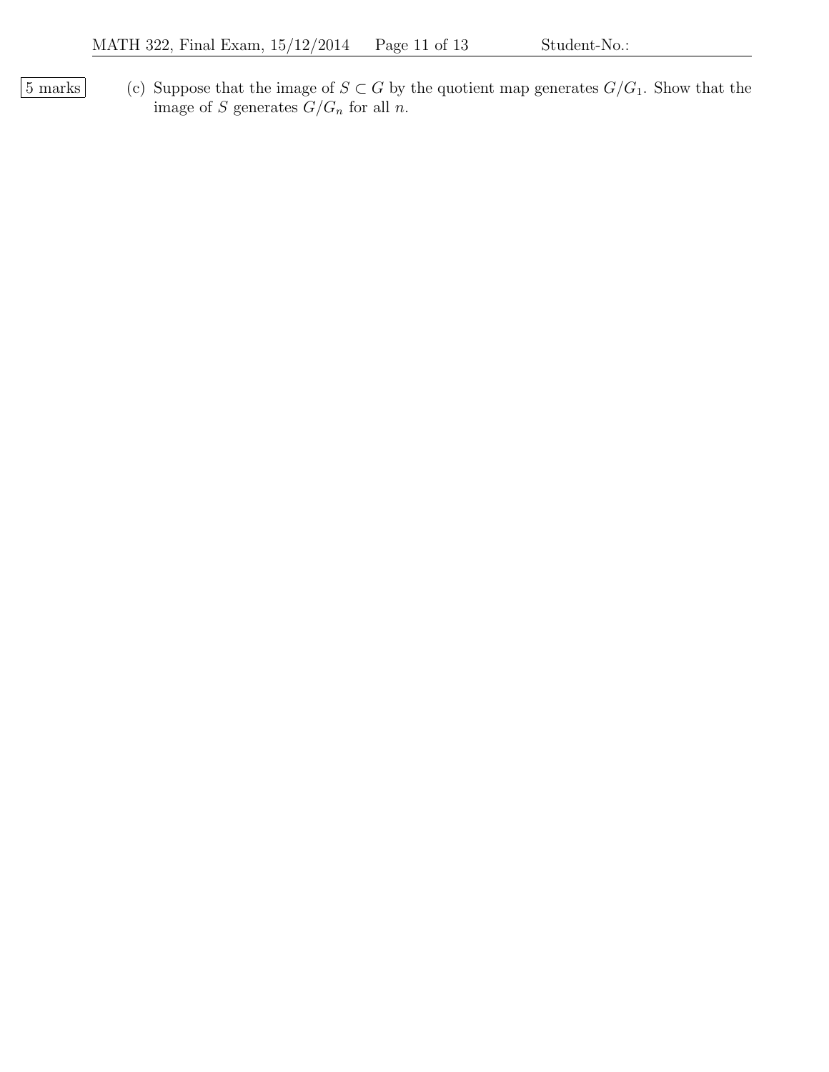5 marks

(c) Suppose that the image of $S \subset G$ by the quotient map generates $G/G_1$. Show that the image of $S$ generates $G/G_n$ for all $n$.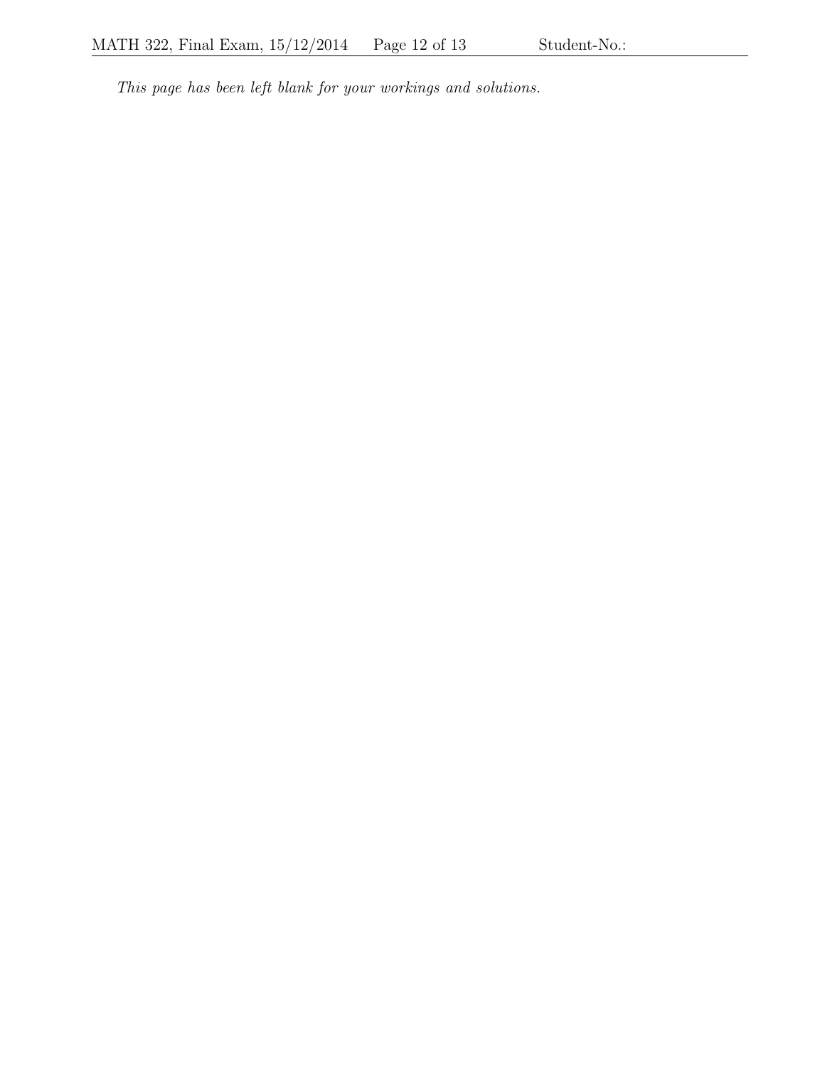*This page has been left blank for your workings and solutions.*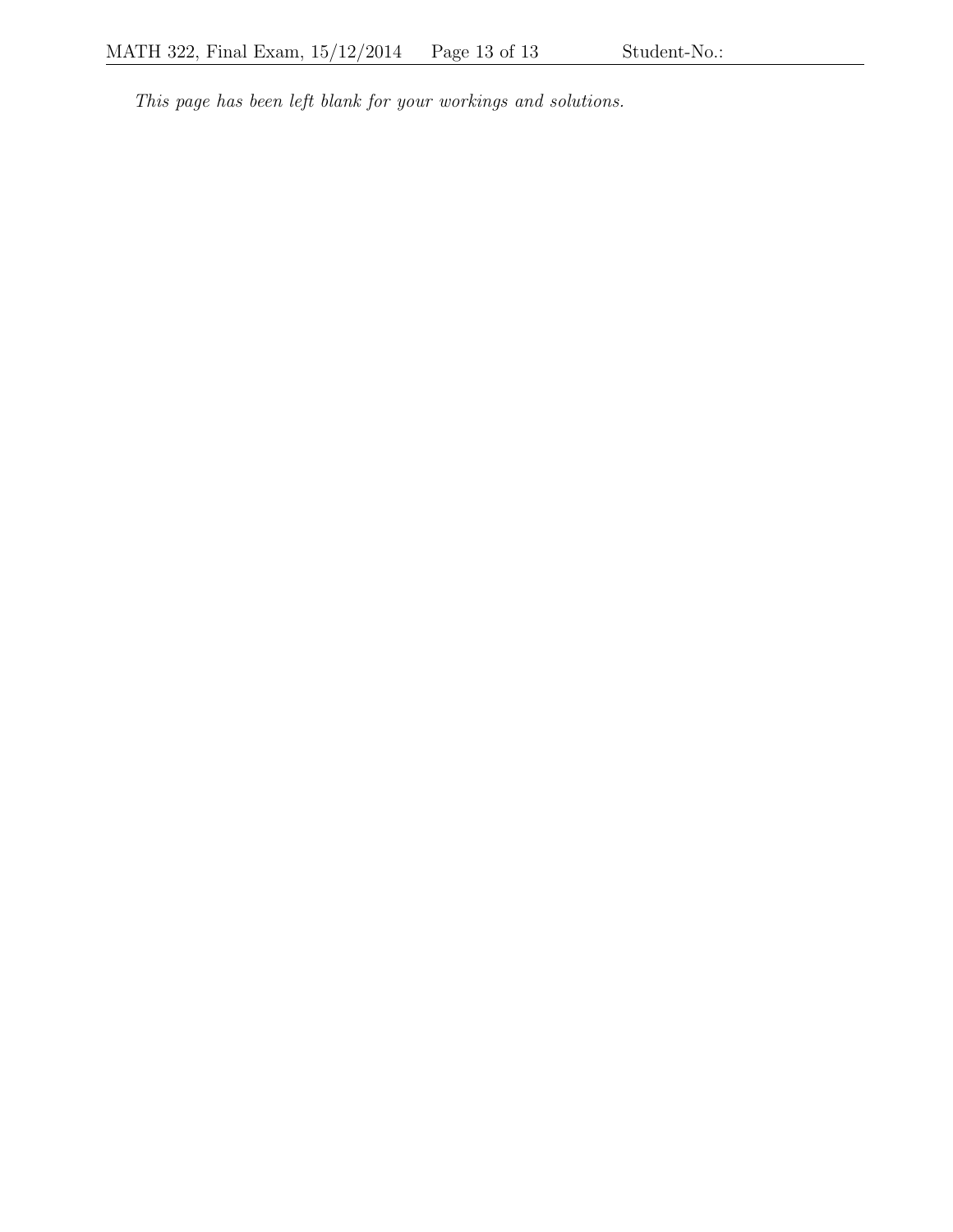*This page has been left blank for your workings and solutions.*